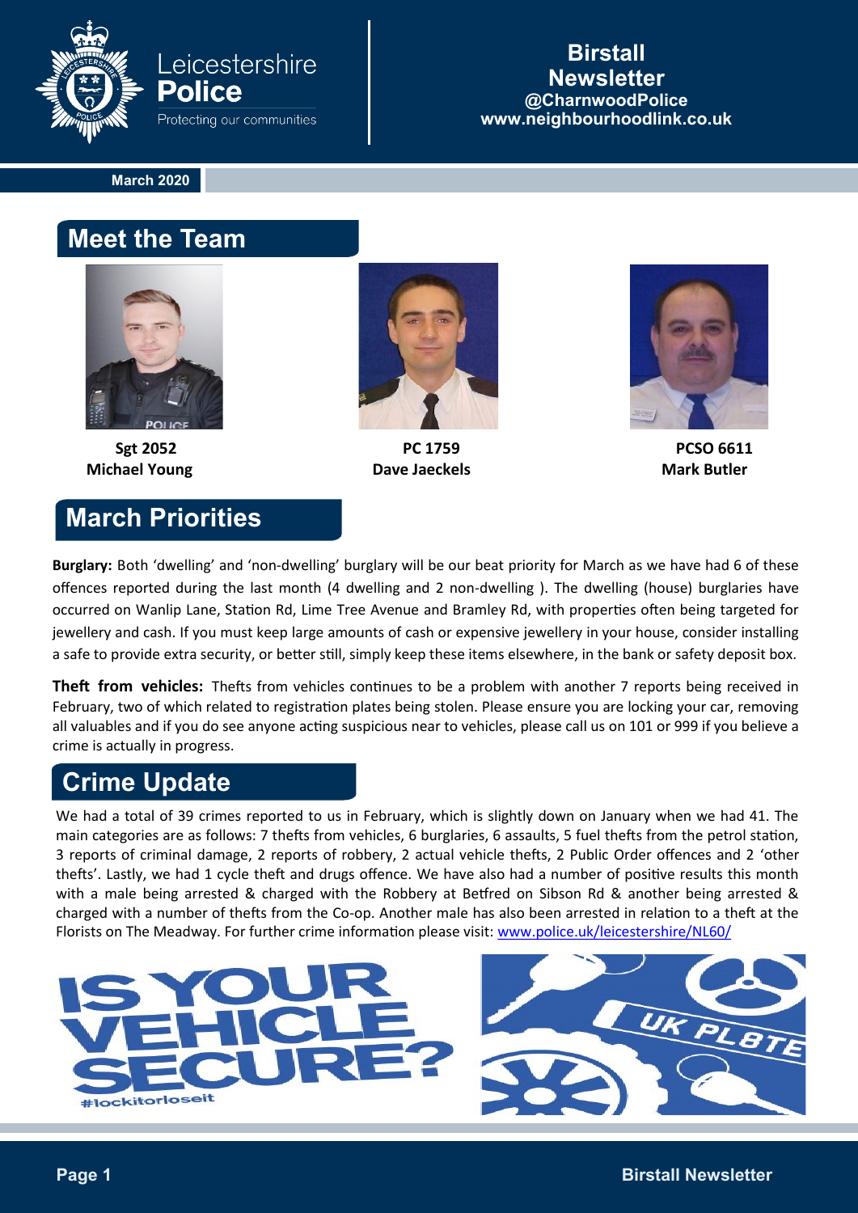Leicestershire **Police**
Protecting our communities

**Birstall Newsletter**
**@CharnwoodPolice**
**www.neighbourhoodlink.co.uk**

**March 2020**

## Meet the Team

**Sgt 2052**
**Michael Young**

**PC 1759**
**Dave Jaeckels**

**PCSO 6611**
**Mark Butler**

## March Priorities

**Burglary:** Both 'dwelling' and 'non-dwelling' burglary will be our beat priority for March as we have had 6 of these offences reported during the last month (4 dwelling and 2 non-dwelling ). The dwelling (house) burglaries have occurred on Wanlip Lane, Station Rd, Lime Tree Avenue and Bramley Rd, with properties often being targeted for jewellery and cash. If you must keep large amounts of cash or expensive jewellery in your house, consider installing a safe to provide extra security, or better still, simply keep these items elsewhere, in the bank or safety deposit box.

**Theft from vehicles:** Thefts from vehicles continues to be a problem with another 7 reports being received in February, two of which related to registration plates being stolen. Please ensure you are locking your car, removing all valuables and if you do see anyone acting suspicious near to vehicles, please call us on 101 or 999 if you believe a crime is actually in progress.

## Crime Update

We had a total of 39 crimes reported to us in February, which is slightly down on January when we had 41. The main categories are as follows: 7 thefts from vehicles, 6 burglaries, 6 assaults, 5 fuel thefts from the petrol station, 3 reports of criminal damage, 2 reports of robbery, 2 actual vehicle thefts, 2 Public Order offences and 2 'other thefts'. Lastly, we had 1 cycle theft and drugs offence. We have also had a number of positive results this month with a male being arrested & charged with the Robbery at Betfred on Sibson Rd & another being arrested & charged with a number of thefts from the Co-op. Another male has also been arrested in relation to a theft at the Florists on The Meadway. For further crime information please visit: www.police.uk/leicestershire/NL60/

IS YOUR VEHICLE SECURE?
#lockitorloseit

UK PL8TE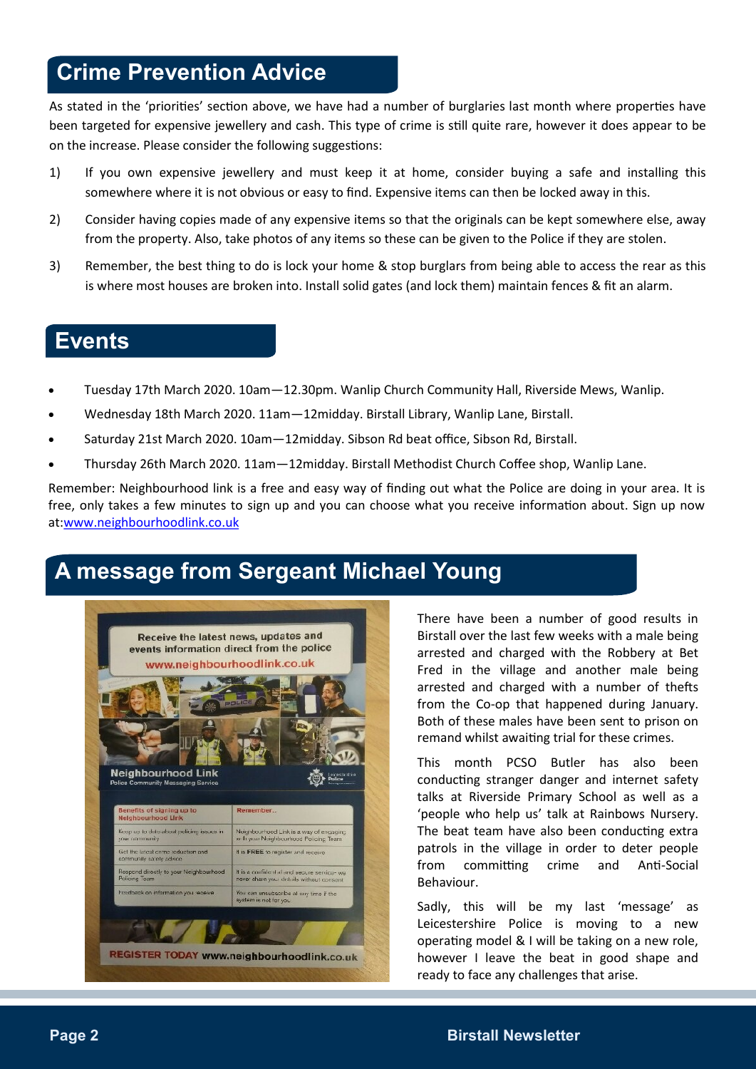## Crime Prevention Advice

As stated in the 'priorities' section above, we have had a number of burglaries last month where properties have been targeted for expensive jewellery and cash. This type of crime is still quite rare, however it does appear to be on the increase. Please consider the following suggestions:

1) If you own expensive jewellery and must keep it at home, consider buying a safe and installing this somewhere where it is not obvious or easy to find. Expensive items can then be locked away in this.
2) Consider having copies made of any expensive items so that the originals can be kept somewhere else, away from the property. Also, take photos of any items so these can be given to the Police if they are stolen.
3) Remember, the best thing to do is lock your home & stop burglars from being able to access the rear as this is where most houses are broken into. Install solid gates (and lock them) maintain fences & fit an alarm.

## Events

- Tuesday 17th March 2020. 10am—12.30pm. Wanlip Church Community Hall, Riverside Mews, Wanlip.
- Wednesday 18th March 2020. 11am—12midday. Birstall Library, Wanlip Lane, Birstall.
- Saturday 21st March 2020. 10am—12midday. Sibson Rd beat office, Sibson Rd, Birstall.
- Thursday 26th March 2020. 11am—12midday. Birstall Methodist Church Coffee shop, Wanlip Lane.

Remember: Neighbourhood link is a free and easy way of finding out what the Police are doing in your area. It is free, only takes a few minutes to sign up and you can choose what you receive information about. Sign up now at:[www.neighbourhoodlink.co.uk](http://www.neighbourhoodlink.co.uk)

## A message from Sergeant Michael Young

There have been a number of good results in Birstall over the last few weeks with a male being arrested and charged with the Robbery at Bet Fred in the village and another male being arrested and charged with a number of thefts from the Co-op that happened during January. Both of these males have been sent to prison on remand whilst awaiting trial for these crimes.

This month PCSO Butler has also been conducting stranger danger and internet safety talks at Riverside Primary School as well as a 'people who help us' talk at Rainbows Nursery. The beat team have also been conducting extra patrols in the village in order to deter people from committing crime and Anti-Social Behaviour.

Sadly, this will be my last 'message' as Leicestershire Police is moving to a new operating model & I will be taking on a new role, however I leave the beat in good shape and ready to face any challenges that arise.